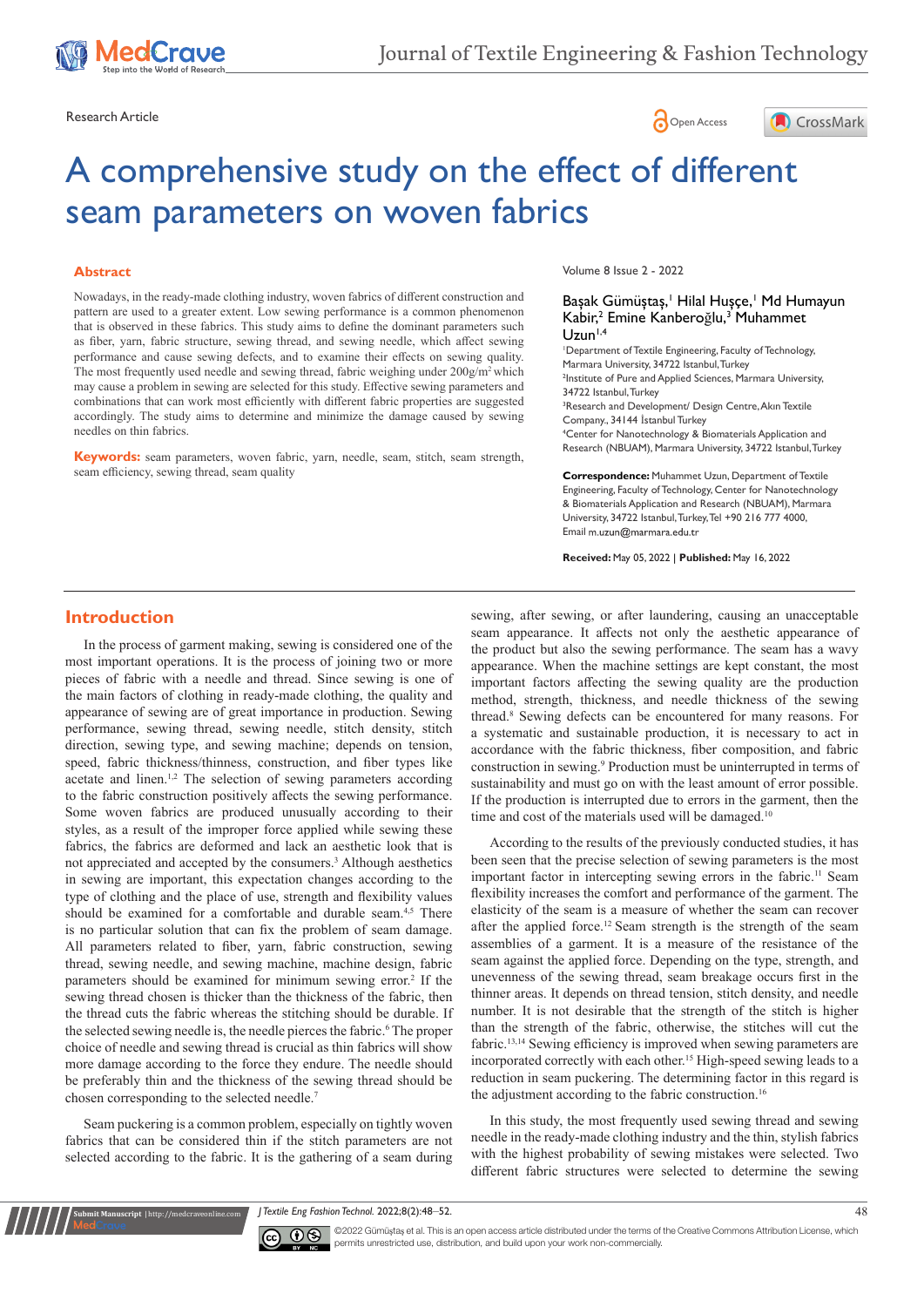Research Article

# A comprehensive study on the effect of different seam parameters on woven fabrics

## Abstract

Nowadays, in the ready-made clothing industry, woven fabrics of different construction and pattern are used to a greater extent. Low sewing performance is a common phenomenon that is observed in these fabrics. This study aims to define the dominant parameters such as fiber, yarn, fabric structure, sewing thread, and sewing needle, which affect sewing performance and cause sewing defects, and to examine their effects on sewing quality. The most frequently used needle and sewing thread, fabric weighing under 200g/m$^2$ which may cause a problem in sewing are selected for this study. Effective sewing parameters and combinations that can work most efficiently with different fabric properties are suggested accordingly. The study aims to determine and minimize the damage caused by sewing needles on thin fabrics.

**Keywords:** seam parameters, woven fabric, yarn, needle, seam, stitch, seam strength, seam efficiency, sewing thread, seam quality

Volume 8 Issue 2 - 2022

Başak Gümüştaş,[1] Hilal Huşçe,[1] Md Humayun Kabir,[2] Emine Kanberoğlu,[3] Muhammet Uzun[1,4]

[1]Department of Textile Engineering, Faculty of Technology, Marmara University, 34722 Istanbul, Turkey

[2]Institute of Pure and Applied Sciences, Marmara University, 34722 Istanbul, Turkey

[3]Research and Development/ Design Centre, Akın Textile Company., 34144 İstanbul Turkey

[4]Center for Nanotechnology & Biomaterials Application and Research (NBUAM), Marmara University, 34722 Istanbul, Turkey

**Correspondence:** Muhammet Uzun, Department of Textile Engineering, Faculty of Technology, Center for Nanotechnology & Biomaterials Application and Research (NBUAM), Marmara University, 34722 Istanbul, Turkey, Tel +90 216 777 4000, Email m.uzun@marmara.edu.tr

**Received:** May 05, 2022 | **Published:** May 16, 2022

## Introduction

In the process of garment making, sewing is considered one of the most important operations. It is the process of joining two or more pieces of fabric with a needle and thread. Since sewing is one of the main factors of clothing in ready-made clothing, the quality and appearance of sewing are of great importance in production. Sewing performance, sewing thread, sewing needle, stitch density, stitch direction, sewing type, and sewing machine; depends on tension, speed, fabric thickness/thinness, construction, and fiber types like acetate and linen.[1,2] The selection of sewing parameters according to the fabric construction positively affects the sewing performance. Some woven fabrics are produced unusually according to their styles, as a result of the improper force applied while sewing these fabrics, the fabrics are deformed and lack an aesthetic look that is not appreciated and accepted by the consumers.[3] Although aesthetics in sewing are important, this expectation changes according to the type of clothing and the place of use, strength and flexibility values should be examined for a comfortable and durable seam.[4,5] There is no particular solution that can fix the problem of seam damage. All parameters related to fiber, yarn, fabric construction, sewing thread, sewing needle, and sewing machine, machine design, fabric parameters should be examined for minimum sewing error.[2] If the sewing thread chosen is thicker than the thickness of the fabric, then the thread cuts the fabric whereas the stitching should be durable. If the selected sewing needle is, the needle pierces the fabric.[6] The proper choice of needle and sewing thread is crucial as thin fabrics will show more damage according to the force they endure. The needle should be preferably thin and the thickness of the sewing thread should be chosen corresponding to the selected needle.[7]

Seam puckering is a common problem, especially on tightly woven fabrics that can be considered thin if the stitch parameters are not selected according to the fabric. It is the gathering of a seam during sewing, after sewing, or after laundering, causing an unacceptable seam appearance. It affects not only the aesthetic appearance of the product but also the sewing performance. The seam has a wavy appearance. When the machine settings are kept constant, the most important factors affecting the sewing quality are the production method, strength, thickness, and needle thickness of the sewing thread.[8] Sewing defects can be encountered for many reasons. For a systematic and sustainable production, it is necessary to act in accordance with the fabric thickness, fiber composition, and fabric construction in sewing.[9] Production must be uninterrupted in terms of sustainability and must go on with the least amount of error possible. If the production is interrupted due to errors in the garment, then the time and cost of the materials used will be damaged.[10]

According to the results of the previously conducted studies, it has been seen that the precise selection of sewing parameters is the most important factor in intercepting sewing errors in the fabric.[11] Seam flexibility increases the comfort and performance of the garment. The elasticity of the seam is a measure of whether the seam can recover after the applied force.[12] Seam strength is the strength of the seam assemblies of a garment. It is a measure of the resistance of the seam against the applied force. Depending on the type, strength, and unevenness of the sewing thread, seam breakage occurs first in the thinner areas. It depends on thread tension, stitch density, and needle number. It is not desirable that the strength of the stitch is higher than the strength of the fabric, otherwise, the stitches will cut the fabric.[13,14] Sewing efficiency is improved when sewing parameters are incorporated correctly with each other.[15] High-speed sewing leads to a reduction in seam puckering. The determining factor in this regard is the adjustment according to the fabric construction.[16]

In this study, the most frequently used sewing thread and sewing needle in the ready-made clothing industry and the thin, stylish fabrics with the highest probability of sewing mistakes were selected. Two different fabric structures were selected to determine the sewing

©2022 Gümüştaş et al. This is an open access article distributed under the terms of the Creative Commons Attribution License, which permits unrestricted use, distribution, and build upon your work non-commercially.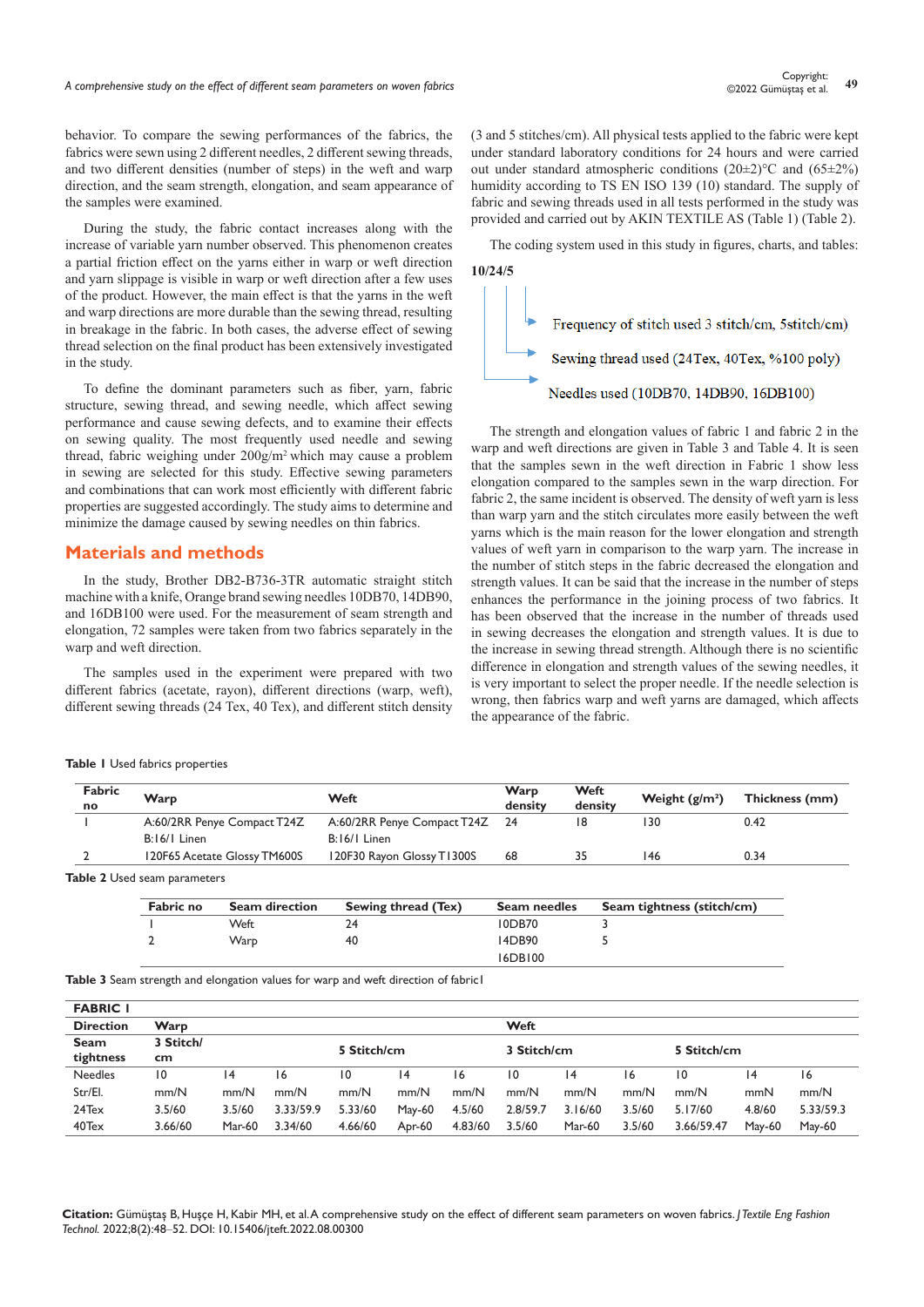behavior. To compare the sewing performances of the fabrics, the fabrics were sewn using 2 different needles, 2 different sewing threads, and two different densities (number of steps) in the weft and warp direction, and the seam strength, elongation, and seam appearance of the samples were examined.

During the study, the fabric contact increases along with the increase of variable yarn number observed. This phenomenon creates a partial friction effect on the yarns either in warp or weft direction and yarn slippage is visible in warp or weft direction after a few uses of the product. However, the main effect is that the yarns in the weft and warp directions are more durable than the sewing thread, resulting in breakage in the fabric. In both cases, the adverse effect of sewing thread selection on the final product has been extensively investigated in the study.

To define the dominant parameters such as fiber, yarn, fabric structure, sewing thread, and sewing needle, which affect sewing performance and cause sewing defects, and to examine their effects on sewing quality. The most frequently used needle and sewing thread, fabric weighing under 200g/m² which may cause a problem in sewing are selected for this study. Effective sewing parameters and combinations that can work most efficiently with different fabric properties are suggested accordingly. The study aims to determine and minimize the damage caused by sewing needles on thin fabrics.

## Materials and methods

In the study, Brother DB2-B736-3TR automatic straight stitch machine with a knife, Orange brand sewing needles 10DB70, 14DB90, and 16DB100 were used. For the measurement of seam strength and elongation, 72 samples were taken from two fabrics separately in the warp and weft direction.

The samples used in the experiment were prepared with two different fabrics (acetate, rayon), different directions (warp, weft), different sewing threads (24 Tex, 40 Tex), and different stitch density (3 and 5 stitches/cm). All physical tests applied to the fabric were kept under standard laboratory conditions for 24 hours and were carried out under standard atmospheric conditions (20±2)°C and (65±2%) humidity according to TS EN ISO 139 (10) standard. The supply of fabric and sewing threads used in all tests performed in the study was provided and carried out by AKIN TEXTILE AS (Table 1) (Table 2).

The coding system used in this study in figures, charts, and tables:

**10/24/5**

- Frequency of stitch used 3 stitch/cm, 5stitch/cm)
- Sewing thread used (24Tex, 40Tex, %100 poly)
- Needles used (10DB70, 14DB90, 16DB100)

The strength and elongation values of fabric 1 and fabric 2 in the warp and weft directions are given in Table 3 and Table 4. It is seen that the samples sewn in the weft direction in Fabric 1 show less elongation compared to the samples sewn in the warp direction. For fabric 2, the same incident is observed. The density of weft yarn is less than warp yarn and the stitch circulates more easily between the weft yarns which is the main reason for the lower elongation and strength values of weft yarn in comparison to the warp yarn. The increase in the number of stitch steps in the fabric decreased the elongation and strength values. It can be said that the increase in the number of steps enhances the performance in the joining process of two fabrics. It has been observed that the increase in the number of threads used in sewing decreases the elongation and strength values. It is due to the increase in sewing thread strength. Although there is no scientific difference in elongation and strength values of the sewing needles, it is very important to select the proper needle. If the needle selection is wrong, then fabrics warp and weft yarns are damaged, which affects the appearance of the fabric.

**Table 1** Used fabrics properties

| Fabric no | Warp | Weft | Warp density | Weft density | Weight (g/m²) | Thickness (mm) |
|---|---|---|---|---|---|---|
| 1 | A:60/2RR Penye Compact T24Z<br>B:16/1 Linen | A:60/2RR Penye Compact T24Z<br>B:16/1 Linen | 24 | 18 | 130 | 0.42 |
| 2 | 120F65 Acetate Glossy TM600S | 120F30 Rayon Glossy T1300S | 68 | 35 | 146 | 0.34 |

**Table 2** Used seam parameters

| Fabric no | Seam direction | Sewing thread (Tex) | Seam needles | Seam tightness (stitch/cm) |
|---|---|---|---|---|
| 1 | Weft | 24 | 10DB70 | 3 |
| 2 | Warp | 40 | 14DB90 | 5 |
| | | | 16DB100 | |

**Table 3** Seam strength and elongation values for warp and weft direction of fabric1

| FABRIC 1 | | | | | | | | | | | | |
|---|---|---|---|---|---|---|---|---|---|---|---|---|
| Direction | Warp | | | | | | Weft | | | | | |
| Seam tightness | 3 Stitch/cm | | | 5 Stitch/cm | | | 3 Stitch/cm | | | 5 Stitch/cm | | |
| Needles | 10 | 14 | 16 | 10 | 14 | 16 | 10 | 14 | 16 | 10 | 14 | 16 |
| Str/El. | mm/N | mm/N | mm/N | mm/N | mm/N | mm/N | mm/N | mm/N | mm/N | mm/N | mmN | mm/N |
| 24Tex | 3.5/60 | 3.5/60 | 3.33/59.9 | 5.33/60 | May-60 | 4.5/60 | 2.8/59.7 | 3.16/60 | 3.5/60 | 5.17/60 | 4.8/60 | 5.33/59.3 |
| 40Tex | 3.66/60 | Mar-60 | 3.34/60 | 4.66/60 | Apr-60 | 4.83/60 | 3.5/60 | Mar-60 | 3.5/60 | 3.66/59.47 | May-60 | May-60 |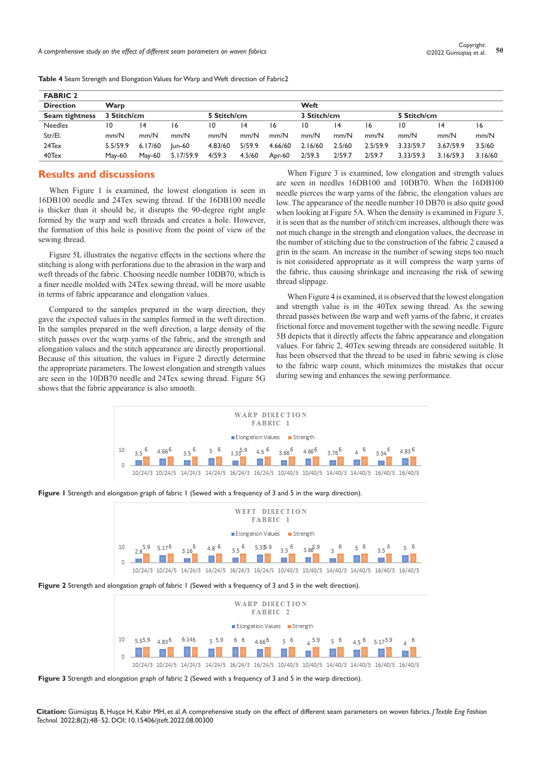**Table 4** Seam Strength and Elongation Values for Warp and Weft direction of Fabric2

| FABRIC 2 | | | | | | | | | | | | |
|---|---|---|---|---|---|---|---|---|---|---|---|---|
| **Direction** | **Warp** | | | | | | **Weft** | | | | | |
| **Seam tightness** | **3 Stitch/cm** | | | **5 Stitch/cm** | | | **3 Stitch/cm** | | | **5 Stitch/cm** | | |
| Needles | 10 | 14 | 16 | 10 | 14 | 16 | 10 | 14 | 16 | 10 | 14 | 16 |
| Str/El. | mm/N | mm/N | mm/N | mm/N | mm/N | mm/N | mm/N | mm/N | mm/N | mm/N | mm/N | mm/N |
| 24Tex | 5.5/59.9 | 6.17/60 | Jun-60 | 4.83/60 | 5/59.9 | 4.66/60 | 2.16/60 | 2.5/60 | 2.5/59.9 | 3.33/59.7 | 3.67/59.9 | 3.5/60 |
| 40Tex | May-60 | May-60 | 5.17/59.9 | 4/59.3 | 4.5/60 | Apr-60 | 2/59.3 | 2/59.7 | 2/59.7 | 3.33/59.3 | 3.16/59.3 | 3.16/60 |

## Results and discussions

When Figure 1 is examined, the lowest elongation is seen in 16DB100 needle and 24Tex sewing thread. If the 16DB100 needle is thicker than it should be, it disrupts the 90-degree right angle formed by the warp and weft threads and creates a hole. However, the formation of this hole is positive from the point of view of the sewing thread.

Figure 5L illustrates the negative effects in the sections where the stitching is along with perforations due to the abrasion in the warp and weft threads of the fabric. Choosing needle number 10DB70, which is a finer needle molded with 24Tex sewing thread, will be more usable in terms of fabric appearance and elongation values.

Compared to the samples prepared in the warp direction, they gave the expected values in the samples formed in the weft direction. In the samples prepared in the weft direction, a large density of the stitch passes over the warp yarns of the fabric, and the strength and elongation values and the stitch appearance are directly proportional. Because of this situation, the values in Figure 2 directly determine the appropriate parameters. The lowest elongation and strength values are seen in the 10DB70 needle and 24Tex sewing thread. Figure 5G shows that the fabric appearance is also smooth.

When Figure 3 is examined, low elongation and strength values are seen in needles 16DB100 and 10DB70. When the 16DB100 needle pierces the warp yarns of the fabric, the elongation values are low. The appearance of the needle number 10 DB70 is also quite good when looking at Figure 5A. When the density is examined in Figure 3, it is seen that as the number of stitch/cm increases, although there was not much change in the strength and elongation values, the decrease in the number of stitching due to the construction of the fabric 2 caused a grin in the seam. An increase in the number of sewing steps too much is not considered appropriate as it will compress the warp yarns of the fabric, thus causing shrinkage and increasing the risk of sewing thread slippage.

When Figure 4 is examined, it is observed that the lowest elongation and strength value is in the 40Tex sewing thread. As the sewing thread passes between the warp and weft yarns of the fabric, it creates frictional force and movement together with the sewing needle. Figure 5B depicts that it directly affects the fabric appearance and elongation values. For fabric 2, 40Tex sewing threads are considered suitable. It has been observed that the thread to be used in fabric sewing is close to the fabric warp count, which minimizes the mistakes that occur during sewing and enhances the sewing performance.

**Figure 1** Strength and elongation graph of fabric 1 (Sewed with a frequency of 3 and 5 in the warp direction).

**Figure 2** Strength and elongation graph of fabric 1 (Sewed with a frequency of 3 and 5 in the weft direction).

**Figure 3** Strength and elongation graph of fabric 2 (Sewed with a frequency of 3 and 5 in the warp direction).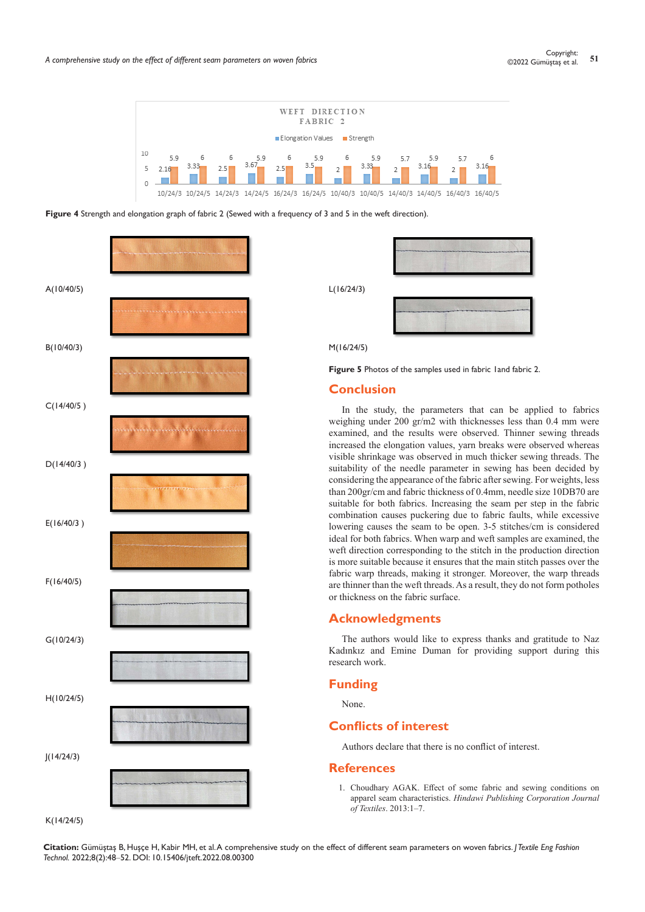WEFT DIRECTION FABRIC 2

| | 10/24/3 | 10/24/5 | 14/24/3 | 14/24/5 | 16/24/3 | 16/24/5 | 10/40/3 | 10/40/5 | 14/40/3 | 14/40/5 | 16/40/3 | 16/40/5 |
|---|---|---|---|---|---|---|---|---|---|---|---|---|
| Elongation Values | 2.16 | 3.33 | 2.5 | 3.67 | 2.5 | 3.5 | 2 | 3.33 | 2 | 3.16 | 2 | 3.16 |
| Strength | 5.9 | 6 | 6 | 5.9 | 6 | 5.9 | 6 | 5.9 | 5.7 | 5.9 | 5.7 | 6 |

**Figure 4** Strength and elongation graph of fabric 2 (Sewed with a frequency of 3 and 5 in the weft direction).

A(10/40/5)

B(10/40/3)

C(14/40/5 )

D(14/40/3 )

E(16/40/3 )

F(16/40/5)

G(10/24/3)

H(10/24/5)

J(14/24/3)

K(14/24/5)

L(16/24/3)

M(16/24/5)

**Figure 5** Photos of the samples used in fabric 1and fabric 2.

## Conclusion

In the study, the parameters that can be applied to fabrics weighing under 200 gr/m2 with thicknesses less than 0.4 mm were examined, and the results were observed. Thinner sewing threads increased the elongation values, yarn breaks were observed whereas visible shrinkage was observed in much thicker sewing threads. The suitability of the needle parameter in sewing has been decided by considering the appearance of the fabric after sewing. For weights, less than 200gr/cm and fabric thickness of 0.4mm, needle size 10DB70 are suitable for both fabrics. Increasing the seam per step in the fabric combination causes puckering due to fabric faults, while excessive lowering causes the seam to be open. 3-5 stitches/cm is considered ideal for both fabrics. When warp and weft samples are examined, the weft direction corresponding to the stitch in the production direction is more suitable because it ensures that the main stitch passes over the fabric warp threads, making it stronger. Moreover, the warp threads are thinner than the weft threads. As a result, they do not form potholes or thickness on the fabric surface.

## Acknowledgments

The authors would like to express thanks and gratitude to Naz Kadınkız and Emine Duman for providing support during this research work.

## Funding

None.

## Conflicts of interest

Authors declare that there is no conflict of interest.

## References

1. Choudhary AGAK. Effect of some fabric and sewing conditions on apparel seam characteristics. *Hindawi Publishing Corporation Journal of Textiles*. 2013:1–7.

**Citation:** Gümüştaş B, Huşçe H, Kabir MH, et al. A comprehensive study on the effect of different seam parameters on woven fabrics. *J Textile Eng Fashion Technol.* 2022;8(2):48‒52. DOI: 10.15406/jteft.2022.08.00300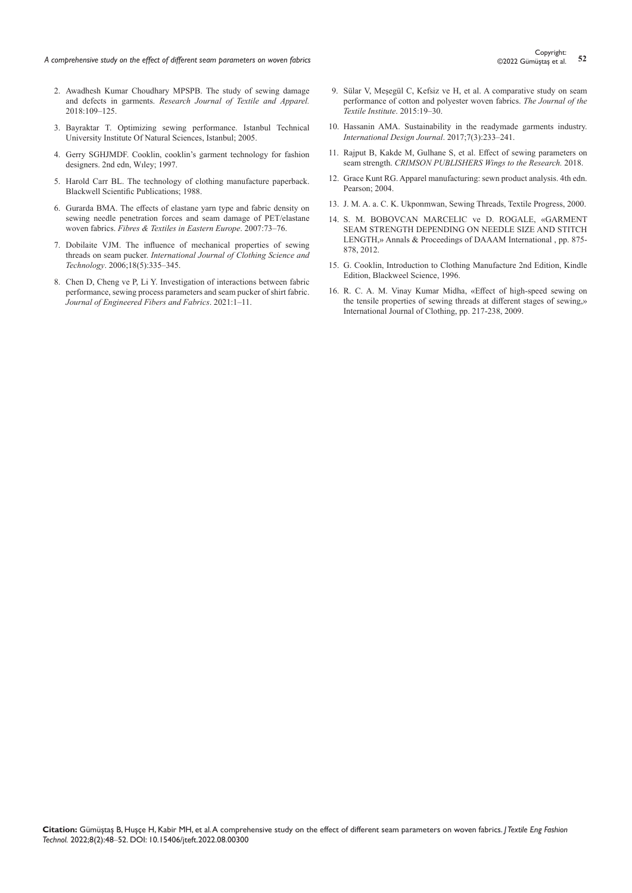2. Awadhesh Kumar Choudhary MPSPB. The study of sewing damage and defects in garments. *Research Journal of Textile and Apparel.* 2018:109–125.
3. Bayraktar T. Optimizing sewing performance. Istanbul Technical University Institute Of Natural Sciences, Istanbul; 2005.
4. Gerry SGHJMDF. Cooklin, cooklin's garment technology for fashion designers. 2nd edn, Wıley; 1997.
5. Harold Carr BL. The technology of clothing manufacture paperback. Blackwell Scientific Publications; 1988.
6. Gurarda BMA. The effects of elastane yarn type and fabric density on sewing needle penetration forces and seam damage of PET/elastane woven fabrics. *Fibres & Textiles in Eastern Europe*. 2007:73–76.
7. Dobilaite VJM. The influence of mechanical properties of sewing threads on seam pucker. *International Journal of Clothing Science and Technology*. 2006;18(5):335–345.
8. Chen D, Cheng ve P, Li Y. Investigation of interactions between fabric performance, sewing process parameters and seam pucker of shirt fabric. *Journal of Engineered Fibers and Fabrics*. 2021:1–11.
9. Sülar V, Meşegül C, Kefsiz ve H, et al. A comparative study on seam performance of cotton and polyester woven fabrics. *The Journal of the Textile Institute*. 2015:19–30.
10. Hassanin AMA. Sustainability in the readymade garments industry. *International Design Journal*. 2017;7(3):233–241.
11. Rajput B, Kakde M, Gulhane S, et al. Effect of sewing parameters on seam strength. *CRIMSON PUBLISHERS Wings to the Research.* 2018.
12. Grace Kunt RG. Apparel manufacturing: sewn product analysis. 4th edn. Pearson; 2004.
13. J. M. A. a. C. K. Ukponmwan, Sewing Threads, Textile Progress, 2000.
14. S. M. BOBOVCAN MARCELIC ve D. ROGALE, «GARMENT SEAM STRENGTH DEPENDING ON NEEDLE SIZE AND STITCH LENGTH,» Annals & Proceedings of DAAAM International , pp. 875-878, 2012.
15. G. Cooklin, Introduction to Clothing Manufacture 2nd Edition, Kindle Edition, Blackweel Science, 1996.
16. R. C. A. M. Vinay Kumar Midha, «Effect of high-speed sewing on the tensile properties of sewing threads at different stages of sewing,» International Journal of Clothing, pp. 217-238, 2009.